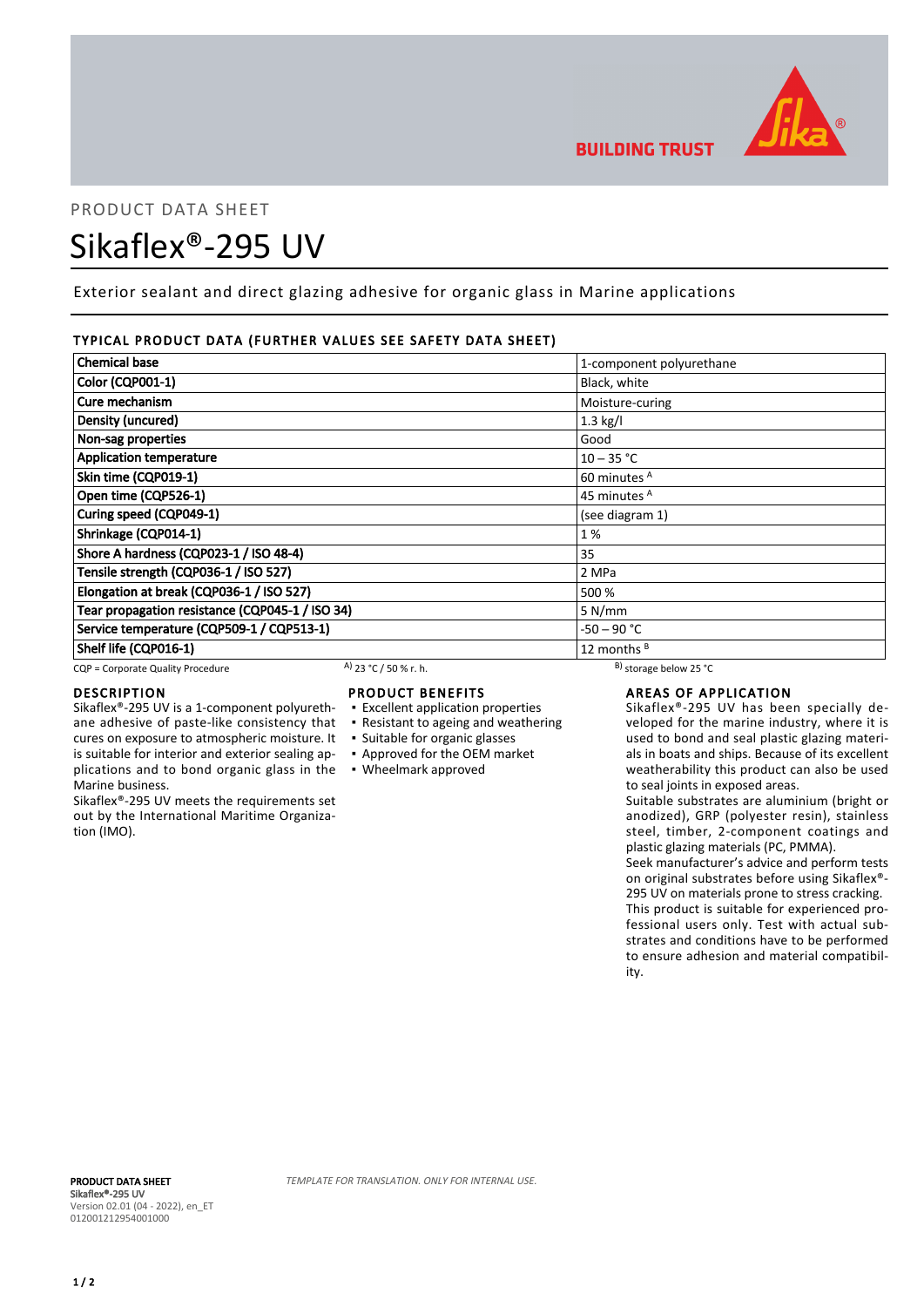PRODUCT DATA SHEET

# Sikaflex®-295 UV

Exterior sealant and direct glazing adhesive for organic glass in Marine applications

## TYPICAL PRODUCT DATA (FURTHER VALUES SEE SAFETY DATA SHEET)

| Property | Value |
|---|---|
| Chemical base | 1-component polyurethane |
| Color (CQP001-1) | Black, white |
| Cure mechanism | Moisture-curing |
| Density (uncured) | 1.3 kg/l |
| Non-sag properties | Good |
| Application temperature | 10 – 35 °C |
| Skin time (CQP019-1) | 60 minutes [A] |
| Open time (CQP526-1) | 45 minutes [A] |
| Curing speed (CQP049-1) | (see diagram 1) |
| Shrinkage (CQP014-1) | 1 % |
| Shore A hardness (CQP023-1 / ISO 48-4) | 35 |
| Tensile strength (CQP036-1 / ISO 527) | 2 MPa |
| Elongation at break (CQP036-1 / ISO 527) | 500 % |
| Tear propagation resistance (CQP045-1 / ISO 34) | 5 N/mm |
| Service temperature (CQP509-1 / CQP513-1) | -50 – 90 °C |
| Shelf life (CQP016-1) | 12 months [B] |

CQP = Corporate Quality Procedure [A] 23 °C / 50 % r. h. [B] storage below 25 °C

## DESCRIPTION

Sikaflex®-295 UV is a 1-component polyurethane adhesive of paste-like consistency that cures on exposure to atmospheric moisture. It is suitable for interior and exterior sealing applications and to bond organic glass in the Marine business.

Sikaflex®-295 UV meets the requirements set out by the International Maritime Organization (IMO).

## PRODUCT BENEFITS

- Excellent application properties
- Resistant to ageing and weathering
- Suitable for organic glasses
- Approved for the OEM market
- Wheelmark approved

## AREAS OF APPLICATION

Sikaflex®-295 UV has been specially developed for the marine industry, where it is used to bond and seal plastic glazing materials in boats and ships. Because of its excellent weatherability this product can also be used to seal joints in exposed areas.

Suitable substrates are aluminium (bright or anodized), GRP (polyester resin), stainless steel, timber, 2-component coatings and plastic glazing materials (PC, PMMA).

Seek manufacturer's advice and perform tests on original substrates before using Sikaflex®-295 UV on materials prone to stress cracking.

This product is suitable for experienced professional users only. Test with actual substrates and conditions have to be performed to ensure adhesion and material compatibility.

**PRODUCT DATA SHEET**
**Sikaflex®-295 UV**
Version 02.01 (04 - 2022), en_ET
012001212954001000

*TEMPLATE FOR TRANSLATION. ONLY FOR INTERNAL USE.*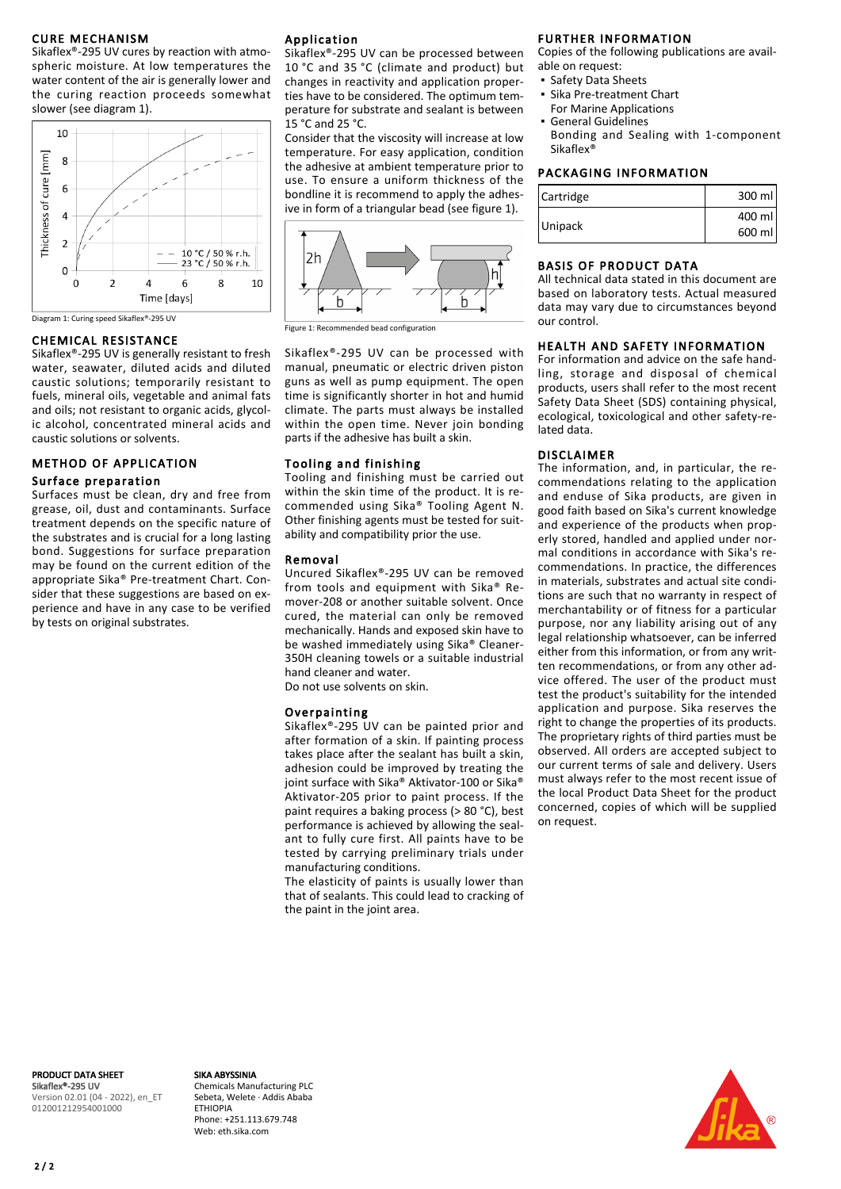## CURE MECHANISM

Sikaflex®-295 UV cures by reaction with atmospheric moisture. At low temperatures the water content of the air is generally lower and the curing reaction proceeds somewhat slower (see diagram 1).

Thickness of cure [mm]
10
8
6
4
2
0
0 2 4 6 8 10
Time [days]
10 °C / 50 % r.h.
23 °C / 50 % r.h.

Diagram 1: Curing speed Sikaflex®-295 UV

## CHEMICAL RESISTANCE

Sikaflex®-295 UV is generally resistant to fresh water, seawater, diluted acids and diluted caustic solutions; temporarily resistant to fuels, mineral oils, vegetable and animal fats and oils; not resistant to organic acids, glycolic alcohol, concentrated mineral acids and caustic solutions or solvents.

## METHOD OF APPLICATION

### Surface preparation

Surfaces must be clean, dry and free from grease, oil, dust and contaminants. Surface treatment depends on the specific nature of the substrates and is crucial for a long lasting bond. Suggestions for surface preparation may be found on the current edition of the appropriate Sika® Pre-treatment Chart. Consider that these suggestions are based on experience and have in any case to be verified by tests on original substrates.

### Application

Sikaflex®-295 UV can be processed between 10 °C and 35 °C (climate and product) but changes in reactivity and application properties have to be considered. The optimum temperature for substrate and sealant is between 15 °C and 25 °C.

Consider that the viscosity will increase at low temperature. For easy application, condition the adhesive at ambient temperature prior to use. To ensure a uniform thickness of the bondline it is recommend to apply the adhesive in form of a triangular bead (see figure 1).

2h
b
h
b

Figure 1: Recommended bead configuration

Sikaflex®-295 UV can be processed with manual, pneumatic or electric driven piston guns as well as pump equipment. The open time is significantly shorter in hot and humid climate. The parts must always be installed within the open time. Never join bonding parts if the adhesive has built a skin.

### Tooling and finishing

Tooling and finishing must be carried out within the skin time of the product. It is recommended using Sika® Tooling Agent N. Other finishing agents must be tested for suitability and compatibility prior the use.

### Removal

Uncured Sikaflex®-295 UV can be removed from tools and equipment with Sika® Remover-208 or another suitable solvent. Once cured, the material can only be removed mechanically. Hands and exposed skin have to be washed immediately using Sika® Cleaner-350H cleaning towels or a suitable industrial hand cleaner and water.

Do not use solvents on skin.

### Overpainting

Sikaflex®-295 UV can be painted prior and after formation of a skin. If painting process takes place after the sealant has built a skin, adhesion could be improved by treating the joint surface with Sika® Aktivator-100 or Sika® Aktivator-205 prior to paint process. If the paint requires a baking process (> 80 °C), best performance is achieved by allowing the sealant to fully cure first. All paints have to be tested by carrying preliminary trials under manufacturing conditions.

The elasticity of paints is usually lower than that of sealants. This could lead to cracking of the paint in the joint area.

## FURTHER INFORMATION

Copies of the following publications are available on request:

- Safety Data Sheets
- Sika Pre-treatment Chart For Marine Applications
- General Guidelines Bonding and Sealing with 1-component Sikaflex®

## PACKAGING INFORMATION

| | |
|---|---|
| Cartridge | 300 ml |
| Unipack | 400 ml<br>600 ml |

## BASIS OF PRODUCT DATA

All technical data stated in this document are based on laboratory tests. Actual measured data may vary due to circumstances beyond our control.

## HEALTH AND SAFETY INFORMATION

For information and advice on the safe handling, storage and disposal of chemical products, users shall refer to the most recent Safety Data Sheet (SDS) containing physical, ecological, toxicological and other safety-related data.

## DISCLAIMER

The information, and, in particular, the recommendations relating to the application and enduse of Sika products, are given in good faith based on Sika's current knowledge and experience of the products when properly stored, handled and applied under normal conditions in accordance with Sika's recommendations. In practice, the differences in materials, substrates and actual site conditions are such that no warranty in respect of merchantability or of fitness for a particular purpose, nor any liability arising out of any legal relationship whatsoever, can be inferred either from this information, or from any written recommendations, or from any other advice offered. The user of the product must test the product's suitability for the intended application and purpose. Sika reserves the right to change the properties of its products. The proprietary rights of third parties must be observed. All orders are accepted subject to our current terms of sale and delivery. Users must always refer to the most recent issue of the local Product Data Sheet for the product concerned, copies of which will be supplied on request.

**PRODUCT DATA SHEET**
**Sikaflex®-295 UV**
Version 02.01 (04 - 2022), en_ET
012001212954001000

**SIKA ABYSSINIA**
Chemicals Manufacturing PLC
Sebeta, Welete · Addis Ababa
ETHIOPIA
Phone: +251.113.679.748
Web: eth.sika.com